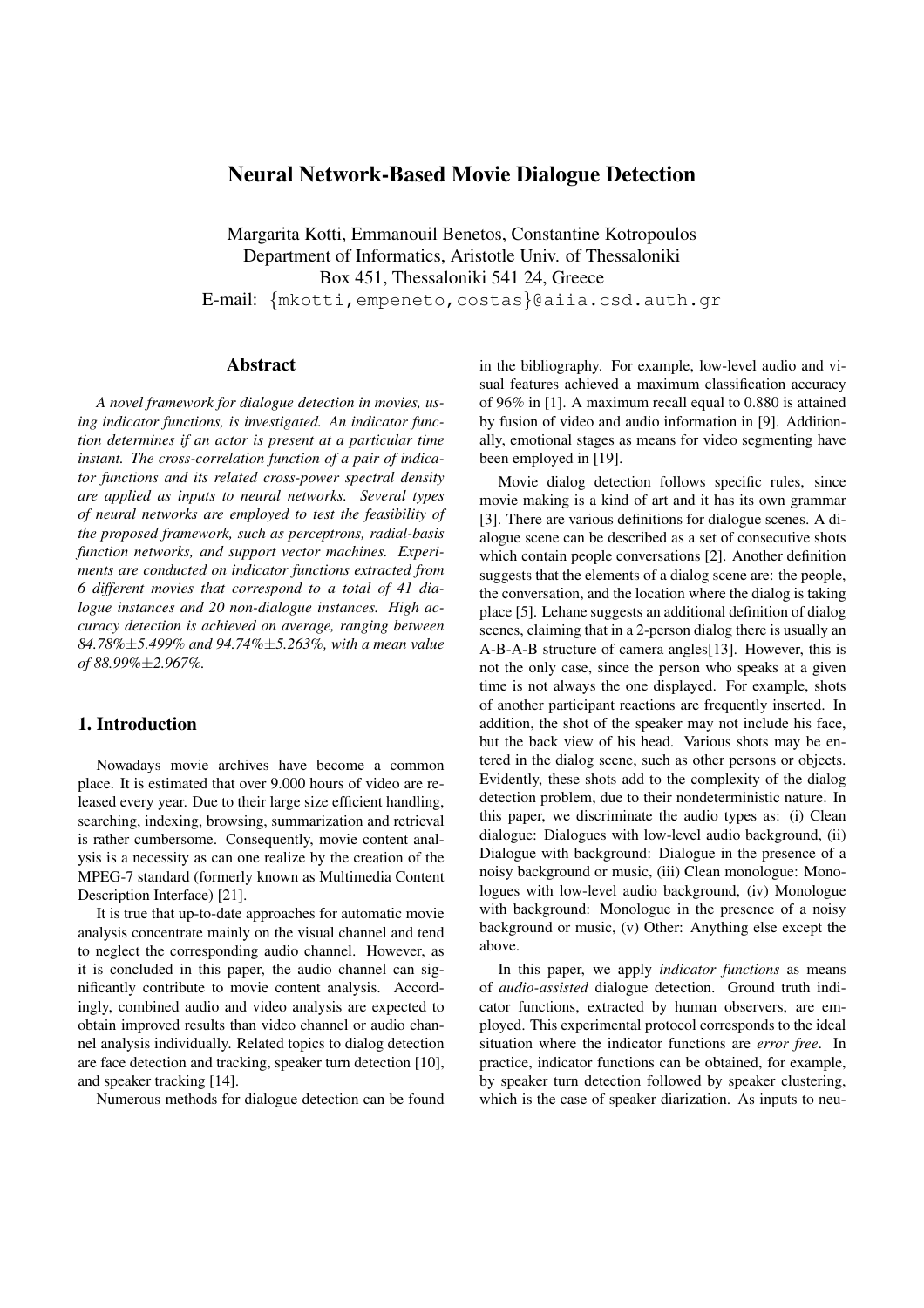# Neural Network-Based Movie Dialogue Detection

Margarita Kotti, Emmanouil Benetos, Constantine Kotropoulos
Department of Informatics, Aristotle Univ. of Thessaloniki
Box 451, Thessaloniki 541 24, Greece
E-mail: {mkotti,empeneto,costas}@aiia.csd.auth.gr

## Abstract

*A novel framework for dialogue detection in movies, using indicator functions, is investigated. An indicator function determines if an actor is present at a particular time instant. The cross-correlation function of a pair of indicator functions and its related cross-power spectral density are applied as inputs to neural networks. Several types of neural networks are employed to test the feasibility of the proposed framework, such as perceptrons, radial-basis function networks, and support vector machines. Experiments are conducted on indicator functions extracted from 6 different movies that correspond to a total of 41 dialogue instances and 20 non-dialogue instances. High accuracy detection is achieved on average, ranging between 84.78%±5.499% and 94.74%±5.263%, with a mean value of 88.99%±2.967%.*

## 1. Introduction

Nowadays movie archives have become a common place. It is estimated that over 9.000 hours of video are released every year. Due to their large size efficient handling, searching, indexing, browsing, summarization and retrieval is rather cumbersome. Consequently, movie content analysis is a necessity as can one realize by the creation of the MPEG-7 standard (formerly known as Multimedia Content Description Interface) [21].

It is true that up-to-date approaches for automatic movie analysis concentrate mainly on the visual channel and tend to neglect the corresponding audio channel. However, as it is concluded in this paper, the audio channel can significantly contribute to movie content analysis. Accordingly, combined audio and video analysis are expected to obtain improved results than video channel or audio channel analysis individually. Related topics to dialog detection are face detection and tracking, speaker turn detection [10], and speaker tracking [14].

Numerous methods for dialogue detection can be found in the bibliography. For example, low-level audio and visual features achieved a maximum classification accuracy of 96% in [1]. A maximum recall equal to 0.880 is attained by fusion of video and audio information in [9]. Additionally, emotional stages as means for video segmenting have been employed in [19].

Movie dialog detection follows specific rules, since movie making is a kind of art and it has its own grammar [3]. There are various definitions for dialogue scenes. A dialogue scene can be described as a set of consecutive shots which contain people conversations [2]. Another definition suggests that the elements of a dialog scene are: the people, the conversation, and the location where the dialog is taking place [5]. Lehane suggests an additional definition of dialog scenes, claiming that in a 2-person dialog there is usually an A-B-A-B structure of camera angles[13]. However, this is not the only case, since the person who speaks at a given time is not always the one displayed. For example, shots of another participant reactions are frequently inserted. In addition, the shot of the speaker may not include his face, but the back view of his head. Various shots may be entered in the dialog scene, such as other persons or objects. Evidently, these shots add to the complexity of the dialog detection problem, due to their nondeterministic nature. In this paper, we discriminate the audio types as: (i) Clean dialogue: Dialogues with low-level audio background, (ii) Dialogue with background: Dialogue in the presence of a noisy background or music, (iii) Clean monologue: Monologues with low-level audio background, (iv) Monologue with background: Monologue in the presence of a noisy background or music, (v) Other: Anything else except the above.

In this paper, we apply *indicator functions* as means of *audio-assisted* dialogue detection. Ground truth indicator functions, extracted by human observers, are employed. This experimental protocol corresponds to the ideal situation where the indicator functions are *error free*. In practice, indicator functions can be obtained, for example, by speaker turn detection followed by speaker clustering, which is the case of speaker diarization. As inputs to neu-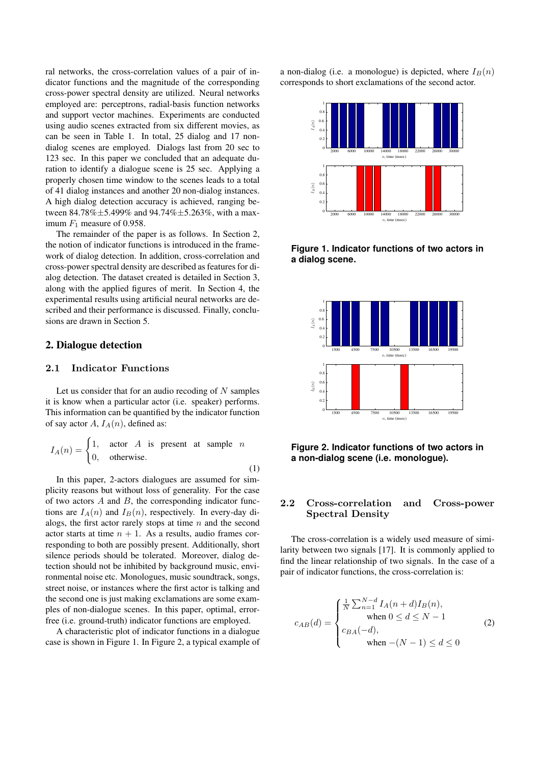ral networks, the cross-correlation values of a pair of indicator functions and the magnitude of the corresponding cross-power spectral density are utilized. Neural networks employed are: perceptrons, radial-basis function networks and support vector machines. Experiments are conducted using audio scenes extracted from six different movies, as can be seen in Table 1. In total, 25 dialog and 17 non-dialog scenes are employed. Dialogs last from 20 sec to 123 sec. In this paper we concluded that an adequate duration to identify a dialogue scene is 25 sec. Applying a properly chosen time window to the scenes leads to a total of 41 dialog instances and another 20 non-dialog instances. A high dialog detection accuracy is achieved, ranging between 84.78%±5.499% and 94.74%±5.263%, with a maximum $F_1$ measure of 0.958.

The remainder of the paper is as follows. In Section 2, the notion of indicator functions is introduced in the framework of dialog detection. In addition, cross-correlation and cross-power spectral density are described as features for dialog detection. The dataset created is detailed in Section 3, along with the applied figures of merit. In Section 4, the experimental results using artificial neural networks are described and their performance is discussed. Finally, conclusions are drawn in Section 5.

## 2. Dialogue detection

### 2.1 Indicator Functions

Let us consider that for an audio recoding of $N$ samples it is know when a particular actor (i.e. speaker) performs. This information can be quantified by the indicator function of say actor $A$, $I_A(n)$, defined as:

$$I_A(n) = \begin{cases} 1, & \text{actor } A \text{ is present at sample } n \\ 0, & \text{otherwise.} \end{cases} \tag{1}$$

In this paper, 2-actors dialogues are assumed for simplicity reasons but without loss of generality. For the case of two actors $A$ and $B$, the corresponding indicator functions are $I_A(n)$ and $I_B(n)$, respectively. In every-day dialogs, the first actor rarely stops at time $n$ and the second actor starts at time $n+1$. As a results, audio frames corresponding to both are possibly present. Additionally, short silence periods should be tolerated. Moreover, dialog detection should not be inhibited by background music, environmental noise etc. Monologues, music soundtrack, songs, street noise, or instances where the first actor is talking and the second one is just making exclamations are some examples of non-dialogue scenes. In this paper, optimal, error-free (i.e. ground-truth) indicator functions are employed.

A characteristic plot of indicator functions in a dialogue case is shown in Figure 1. In Figure 2, a typical example of a non-dialog (i.e. a monologue) is depicted, where $I_B(n)$ corresponds to short exclamations of the second actor.

**Figure 1. Indicator functions of two actors in a dialog scene.**

**Figure 2. Indicator functions of two actors in a non-dialog scene (i.e. monologue).**

### 2.2 Cross-correlation and Cross-power Spectral Density

The cross-correlation is a widely used measure of similarity between two signals [17]. It is commonly applied to find the linear relationship of two signals. In the case of a pair of indicator functions, the cross-correlation is:

$$c_{AB}(d) = \begin{cases} \frac{1}{N} \sum_{n=1}^{N-d} I_A(n+d) I_B(n), \\ \qquad \text{when } 0 \le d \le N-1 \\ c_{BA}(-d), \\ \qquad \text{when } -(N-1) \le d \le 0 \end{cases} \tag{2}$$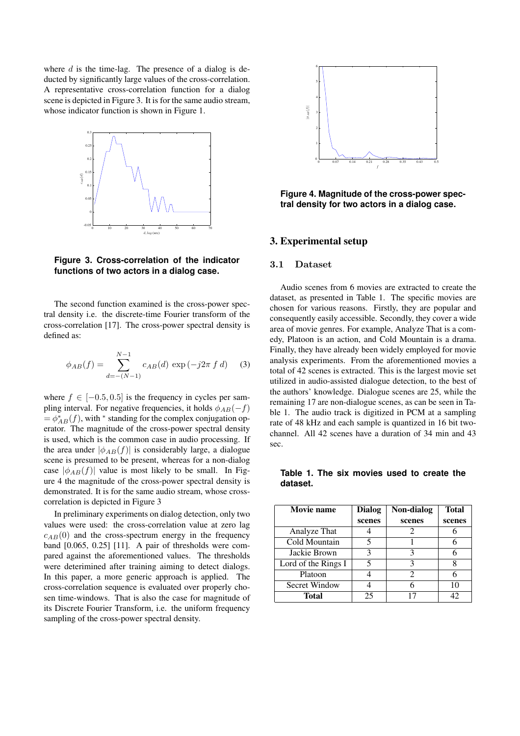where $d$ is the time-lag. The presence of a dialog is deducted by significantly large values of the cross-correlation. A representative cross-correlation function for a dialog scene is depicted in Figure 3. It is for the same audio stream, whose indicator function is shown in Figure 1.

**Figure 3. Cross-correlation of the indicator functions of two actors in a dialog case.**

The second function examined is the cross-power spectral density i.e. the discrete-time Fourier transform of the cross-correlation [17]. The cross-power spectral density is defined as:

$$\phi_{AB}(f) = \sum_{d=-(N-1)}^{N-1} c_{AB}(d)\, \exp\left(-j2\pi\, f\, d\right) \quad (3)$$

where $f \in [-0.5, 0.5]$ is the frequency in cycles per sampling interval. For negative frequencies, it holds $\phi_{AB}(-f) = \phi^{*}_{AB}(f)$, with $^{*}$ standing for the complex conjugation operator. The magnitude of the cross-power spectral density is used, which is the common case in audio processing. If the area under $|\phi_{AB}(f)|$ is considerably large, a dialogue scene is presumed to be present, whereas for a non-dialog case $|\phi_{AB}(f)|$ value is most likely to be small. In Figure 4 the magnitude of the cross-power spectral density is demonstrated. It is for the same audio stream, whose cross-correlation is depicted in Figure 3

In preliminary experiments on dialog detection, only two values were used: the cross-correlation value at zero lag $c_{AB}(0)$ and the cross-spectrum energy in the frequency band [0.065, 0.25] [11]. A pair of thresholds were compared against the aforementioned values. The thresholds were deterimined after training aiming to detect dialogs. In this paper, a more generic approach is applied. The cross-correlation sequence is evaluated over properly chosen time-windows. That is also the case for magnitude of its Discrete Fourier Transform, i.e. the uniform frequency sampling of the cross-power spectral density.

**Figure 4. Magnitude of the cross-power spectral density for two actors in a dialog case.**

## 3. Experimental setup

### 3.1 Dataset

Audio scenes from 6 movies are extracted to create the dataset, as presented in Table 1. The specific movies are chosen for various reasons. Firstly, they are popular and consequently easily accessible. Secondly, they cover a wide area of movie genres. For example, Analyze That is a comedy, Platoon is an action, and Cold Mountain is a drama. Finally, they have already been widely employed for movie analysis experiments. From the aforementioned movies a total of 42 scenes is extracted. This is the largest movie set utilized in audio-assisted dialogue detection, to the best of the authors' knowledge. Dialogue scenes are 25, while the remaining 17 are non-dialogue scenes, as can be seen in Table 1. The audio track is digitized in PCM at a sampling rate of 48 kHz and each sample is quantized in 16 bit two-channel. All 42 scenes have a duration of 34 min and 43 sec.

**Table 1. The six movies used to create the dataset.**

| Movie name | Dialog scenes | Non-dialog scenes | Total scenes |
|---|---|---|---|
| Analyze That | 4 | 2 | 6 |
| Cold Mountain | 5 | 1 | 6 |
| Jackie Brown | 3 | 3 | 6 |
| Lord of the Rings I | 5 | 3 | 8 |
| Platoon | 4 | 2 | 6 |
| Secret Window | 4 | 6 | 10 |
| **Total** | 25 | 17 | 42 |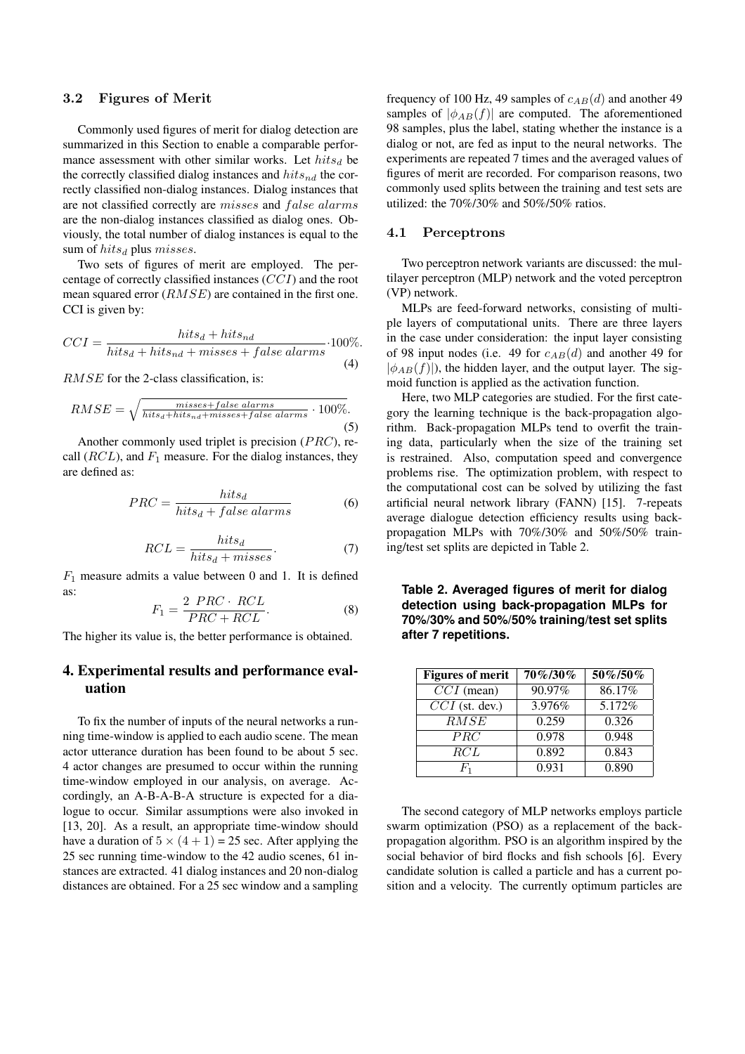### 3.2 Figures of Merit

Commonly used figures of merit for dialog detection are summarized in this Section to enable a comparable performance assessment with other similar works. Let $hits_d$ be the correctly classified dialog instances and $hits_{nd}$ the correctly classified non-dialog instances. Dialog instances that are not classified correctly are $misses$ and $false\ alarms$ are the non-dialog instances classified as dialog ones. Obviously, the total number of dialog instances is equal to the sum of $hits_d$ plus $misses$.

Two sets of figures of merit are employed. The percentage of correctly classified instances ($CCI$) and the root mean squared error ($RMSE$) are contained in the first one. CCI is given by:

$$CCI = \frac{hits_d + hits_{nd}}{hits_d + hits_{nd} + misses + false\ alarms} \cdot 100\%. \tag{4}$$

$RMSE$ for the 2-class classification, is:

$$RMSE = \sqrt{\frac{misses + false\ alarms}{hits_d + hits_{nd} + misses + false\ alarms}} \cdot 100\%. \tag{5}$$

Another commonly used triplet is precision ($PRC$), recall ($RCL$), and $F_1$ measure. For the dialog instances, they are defined as:

$$PRC = \frac{hits_d}{hits_d + false\ alarms} \tag{6}$$

$$RCL = \frac{hits_d}{hits_d + misses}. \tag{7}$$

$F_1$ measure admits a value between 0 and 1. It is defined as:

$$F_1 = \frac{2\ PRC \cdot\ RCL}{PRC + RCL}. \tag{8}$$

The higher its value is, the better performance is obtained.

## 4. Experimental results and performance evaluation

To fix the number of inputs of the neural networks a running time-window is applied to each audio scene. The mean actor utterance duration has been found to be about 5 sec. 4 actor changes are presumed to occur within the running time-window employed in our analysis, on average. Accordingly, an A-B-A-B-A structure is expected for a dialogue to occur. Similar assumptions were also invoked in [13, 20]. As a result, an appropriate time-window should have a duration of $5 \times (4 + 1)$ = 25 sec. After applying the 25 sec running time-window to the 42 audio scenes, 61 instances are extracted. 41 dialog instances and 20 non-dialog distances are obtained. For a 25 sec window and a sampling frequency of 100 Hz, 49 samples of $c_{AB}(d)$ and another 49 samples of $|\phi_{AB}(f)|$ are computed. The aforementioned 98 samples, plus the label, stating whether the instance is a dialog or not, are fed as input to the neural networks. The experiments are repeated 7 times and the averaged values of figures of merit are recorded. For comparison reasons, two commonly used splits between the training and test sets are utilized: the 70%/30% and 50%/50% ratios.

### 4.1 Perceptrons

Two perceptron network variants are discussed: the multilayer perceptron (MLP) network and the voted perceptron (VP) network.

MLPs are feed-forward networks, consisting of multiple layers of computational units. There are three layers in the case under consideration: the input layer consisting of 98 input nodes (i.e. 49 for $c_{AB}(d)$ and another 49 for $|\phi_{AB}(f)|$), the hidden layer, and the output layer. The sigmoid function is applied as the activation function.

Here, two MLP categories are studied. For the first category the learning technique is the back-propagation algorithm. Back-propagation MLPs tend to overfit the training data, particularly when the size of the training set is restrained. Also, computation speed and convergence problems rise. The optimization problem, with respect to the computational cost can be solved by utilizing the fast artificial neural network library (FANN) [15]. 7-repeats average dialogue detection efficiency results using back-propagation MLPs with 70%/30% and 50%/50% training/test set splits are depicted in Table 2.

**Table 2. Averaged figures of merit for dialog detection using back-propagation MLPs for 70%/30% and 50%/50% training/test set splits after 7 repetitions.**

| Figures of merit | 70%/30% | 50%/50% |
|---|---|---|
| $CCI$ (mean) | 90.97% | 86.17% |
| $CCI$ (st. dev.) | 3.976% | 5.172% |
| $RMSE$ | 0.259 | 0.326 |
| $PRC$ | 0.978 | 0.948 |
| $RCL$ | 0.892 | 0.843 |
| $F_1$ | 0.931 | 0.890 |

The second category of MLP networks employs particle swarm optimization (PSO) as a replacement of the back-propagation algorithm. PSO is an algorithm inspired by the social behavior of bird flocks and fish schools [6]. Every candidate solution is called a particle and has a current position and a velocity. The currently optimum particles are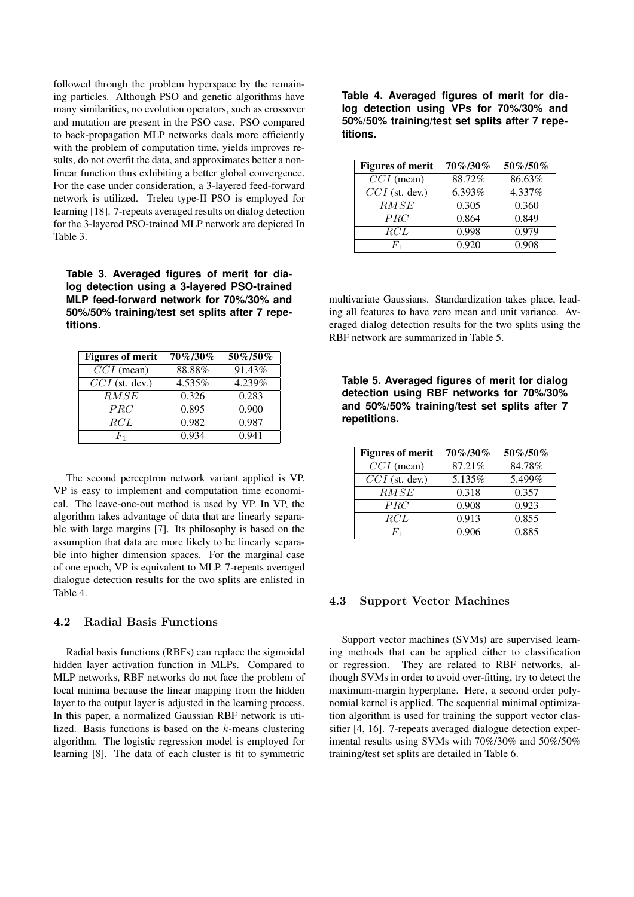followed through the problem hyperspace by the remaining particles. Although PSO and genetic algorithms have many similarities, no evolution operators, such as crossover and mutation are present in the PSO case. PSO compared to back-propagation MLP networks deals more efficiently with the problem of computation time, yields improves results, do not overfit the data, and approximates better a nonlinear function thus exhibiting a better global convergence. For the case under consideration, a 3-layered feed-forward network is utilized. Trelea type-II PSO is employed for learning [18]. 7-repeats averaged results on dialog detection for the 3-layered PSO-trained MLP network are depicted In Table 3.

**Table 3. Averaged figures of merit for dialog detection using a 3-layered PSO-trained MLP feed-forward network for 70%/30% and 50%/50% training/test set splits after 7 repetitions.**

| Figures of merit | 70%/30% | 50%/50% |
|---|---|---|
| $CCI$ (mean) | 88.88% | 91.43% |
| $CCI$ (st. dev.) | 4.535% | 4.239% |
| $RMSE$ | 0.326 | 0.283 |
| $PRC$ | 0.895 | 0.900 |
| $RCL$ | 0.982 | 0.987 |
| $F_1$ | 0.934 | 0.941 |

The second perceptron network variant applied is VP. VP is easy to implement and computation time economical. The leave-one-out method is used by VP. In VP, the algorithm takes advantage of data that are linearly separable with large margins [7]. Its philosophy is based on the assumption that data are more likely to be linearly separable into higher dimension spaces. For the marginal case of one epoch, VP is equivalent to MLP. 7-repeats averaged dialogue detection results for the two splits are enlisted in Table 4.

**Table 4. Averaged figures of merit for dialog detection using VPs for 70%/30% and 50%/50% training/test set splits after 7 repetitions.**

| Figures of merit | 70%/30% | 50%/50% |
|---|---|---|
| $CCI$ (mean) | 88.72% | 86.63% |
| $CCI$ (st. dev.) | 6.393% | 4.337% |
| $RMSE$ | 0.305 | 0.360 |
| $PRC$ | 0.864 | 0.849 |
| $RCL$ | 0.998 | 0.979 |
| $F_1$ | 0.920 | 0.908 |

### 4.2 Radial Basis Functions

Radial basis functions (RBFs) can replace the sigmoidal hidden layer activation function in MLPs. Compared to MLP networks, RBF networks do not face the problem of local minima because the linear mapping from the hidden layer to the output layer is adjusted in the learning process. In this paper, a normalized Gaussian RBF network is utilized. Basis functions is based on the $k$-means clustering algorithm. The logistic regression model is employed for learning [8]. The data of each cluster is fit to symmetric multivariate Gaussians. Standardization takes place, leading all features to have zero mean and unit variance. Averaged dialog detection results for the two splits using the RBF network are summarized in Table 5.

**Table 5. Averaged figures of merit for dialog detection using RBF networks for 70%/30% and 50%/50% training/test set splits after 7 repetitions.**

| Figures of merit | 70%/30% | 50%/50% |
|---|---|---|
| $CCI$ (mean) | 87.21% | 84.78% |
| $CCI$ (st. dev.) | 5.135% | 5.499% |
| $RMSE$ | 0.318 | 0.357 |
| $PRC$ | 0.908 | 0.923 |
| $RCL$ | 0.913 | 0.855 |
| $F_1$ | 0.906 | 0.885 |

### 4.3 Support Vector Machines

Support vector machines (SVMs) are supervised learning methods that can be applied either to classification or regression. They are related to RBF networks, although SVMs in order to avoid over-fitting, try to detect the maximum-margin hyperplane. Here, a second order polynomial kernel is applied. The sequential minimal optimization algorithm is used for training the support vector classifier [4, 16]. 7-repeats averaged dialogue detection experimental results using SVMs with 70%/30% and 50%/50% training/test set splits are detailed in Table 6.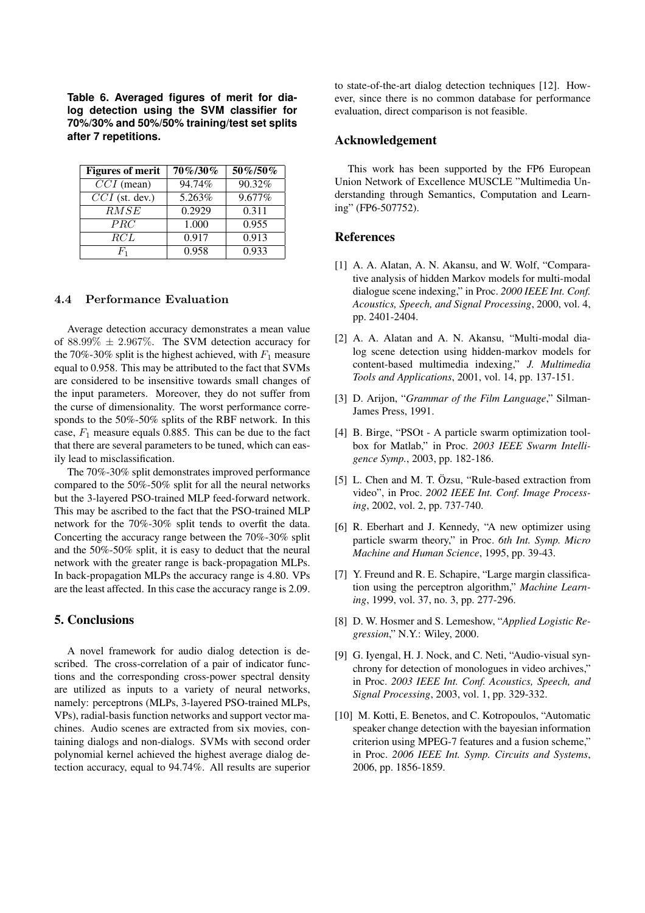**Table 6. Averaged figures of merit for dialog detection using the SVM classifier for 70%/30% and 50%/50% training/test set splits after 7 repetitions.**

| Figures of merit | 70%/30% | 50%/50% |
|---|---|---|
| $CCI$ (mean) | 94.74% | 90.32% |
| $CCI$ (st. dev.) | 5.263% | 9.677% |
| $RMSE$ | 0.2929 | 0.311 |
| $PRC$ | 1.000 | 0.955 |
| $RCL$ | 0.917 | 0.913 |
| $F_1$ | 0.958 | 0.933 |

### 4.4 Performance Evaluation

Average detection accuracy demonstrates a mean value of $88.99\% \pm 2.967\%$. The SVM detection accuracy for the 70%-30% split is the highest achieved, with $F_1$ measure equal to 0.958. This may be attributed to the fact that SVMs are considered to be insensitive towards small changes of the input parameters. Moreover, they do not suffer from the curse of dimensionality. The worst performance corresponds to the 50%-50% splits of the RBF network. In this case, $F_1$ measure equals 0.885. This can be due to the fact that there are several parameters to be tuned, which can easily lead to misclassification.

The 70%-30% split demonstrates improved performance compared to the 50%-50% split for all the neural networks but the 3-layered PSO-trained MLP feed-forward network. This may be ascribed to the fact that the PSO-trained MLP network for the 70%-30% split tends to overfit the data. Concerting the accuracy range between the 70%-30% split and the 50%-50% split, it is easy to deduct that the neural network with the greater range is back-propagation MLPs. In back-propagation MLPs the accuracy range is 4.80. VPs are the least affected. In this case the accuracy range is 2.09.

## 5. Conclusions

A novel framework for audio dialog detection is described. The cross-correlation of a pair of indicator functions and the corresponding cross-power spectral density are utilized as inputs to a variety of neural networks, namely: perceptrons (MLPs, 3-layered PSO-trained MLPs, VPs), radial-basis function networks and support vector machines. Audio scenes are extracted from six movies, containing dialogs and non-dialogs. SVMs with second order polynomial kernel achieved the highest average dialog detection accuracy, equal to 94.74%. All results are superior to state-of-the-art dialog detection techniques [12]. However, since there is no common database for performance evaluation, direct comparison is not feasible.

## Acknowledgement

This work has been supported by the FP6 European Union Network of Excellence MUSCLE "Multimedia Understanding through Semantics, Computation and Learning" (FP6-507752).

## References

[1] A. A. Alatan, A. N. Akansu, and W. Wolf, "Comparative analysis of hidden Markov models for multi-modal dialogue scene indexing," in Proc. *2000 IEEE Int. Conf. Acoustics, Speech, and Signal Processing*, 2000, vol. 4, pp. 2401-2404.

[2] A. A. Alatan and A. N. Akansu, "Multi-modal dialog scene detection using hidden-markov models for content-based multimedia indexing," *J. Multimedia Tools and Applications*, 2001, vol. 14, pp. 137-151.

[3] D. Arijon, "*Grammar of the Film Language*," Silman-James Press, 1991.

[4] B. Birge, "PSOt - A particle swarm optimization toolbox for Matlab," in Proc. *2003 IEEE Swarm Intelligence Symp.*, 2003, pp. 182-186.

[5] L. Chen and M. T. Özsu, "Rule-based extraction from video", in Proc. *2002 IEEE Int. Conf. Image Processing*, 2002, vol. 2, pp. 737-740.

[6] R. Eberhart and J. Kennedy, "A new optimizer using particle swarm theory," in Proc. *6th Int. Symp. Micro Machine and Human Science*, 1995, pp. 39-43.

[7] Y. Freund and R. E. Schapire, "Large margin classification using the perceptron algorithm," *Machine Learning*, 1999, vol. 37, no. 3, pp. 277-296.

[8] D. W. Hosmer and S. Lemeshow, "*Applied Logistic Regression*," N.Y.: Wiley, 2000.

[9] G. Iyengal, H. J. Nock, and C. Neti, "Audio-visual synchrony for detection of monologues in video archives," in Proc. *2003 IEEE Int. Conf. Acoustics, Speech, and Signal Processing*, 2003, vol. 1, pp. 329-332.

[10] M. Kotti, E. Benetos, and C. Kotropoulos, "Automatic speaker change detection with the bayesian information criterion using MPEG-7 features and a fusion scheme," in Proc. *2006 IEEE Int. Symp. Circuits and Systems*, 2006, pp. 1856-1859.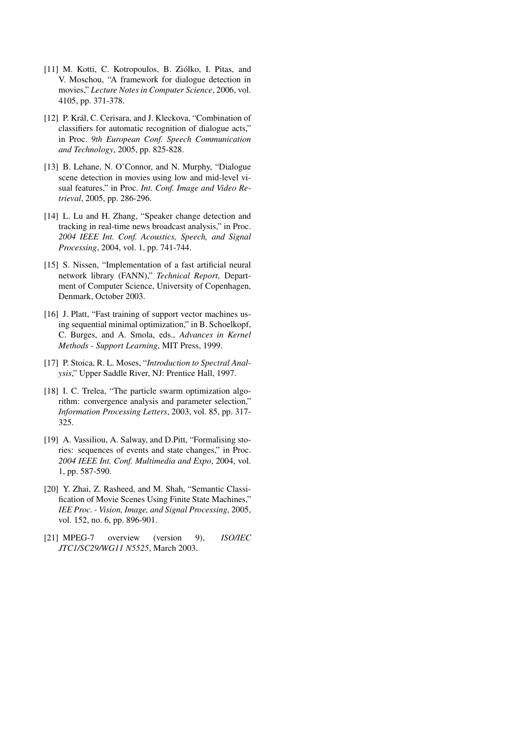[11] M. Kotti, C. Kotropoulos, B. Ziólko, I. Pitas, and V. Moschou, "A framework for dialogue detection in movies," *Lecture Notes in Computer Science*, 2006, vol. 4105, pp. 371-378.

[12] P. Král, C. Cerisara, and J. Kleckova, "Combination of classifiers for automatic recognition of dialogue acts," in Proc. *9th European Conf. Speech Communication and Technology*, 2005, pp. 825-828.

[13] B. Lehane, N. O'Connor, and N. Murphy, "Dialogue scene detection in movies using low and mid-level visual features," in Proc. *Int. Conf. Image and Video Retrieval*, 2005, pp. 286-296.

[14] L. Lu and H. Zhang, "Speaker change detection and tracking in real-time news broadcast analysis," in Proc. *2004 IEEE Int. Conf. Acoustics, Speech, and Signal Processing*, 2004, vol. 1, pp. 741-744.

[15] S. Nissen, "Implementation of a fast artificial neural network library (FANN)," *Technical Report*, Department of Computer Science, University of Copenhagen, Denmark, October 2003.

[16] J. Platt, "Fast training of support vector machines using sequential minimal optimization," in B. Schoelkopf, C. Burges, and A. Smola, eds., *Advances in Kernel Methods - Support Learning*, MIT Press, 1999.

[17] P. Stoica, R. L. Moses, "*Introduction to Spectral Analysis*," Upper Saddle River, NJ: Prentice Hall, 1997.

[18] I. C. Trelea, "The particle swarm optimization algorithm: convergence analysis and parameter selection," *Information Processing Letters*, 2003, vol. 85, pp. 317-325.

[19] A. Vassiliou, A. Salway, and D.Pitt, "Formalising stories: sequences of events and state changes," in Proc. *2004 IEEE Int. Conf. Multimedia and Expo*, 2004, vol. 1, pp. 587-590.

[20] Y. Zhai, Z. Rasheed, and M. Shah, "Semantic Classification of Movie Scenes Using Finite State Machines," *IEE Proc. - Vision, Image, and Signal Processing*, 2005, vol. 152, no. 6, pp. 896-901.

[21] MPEG-7 overview (version 9), *ISO/IEC JTC1/SC29/WG11 N5525*, March 2003.